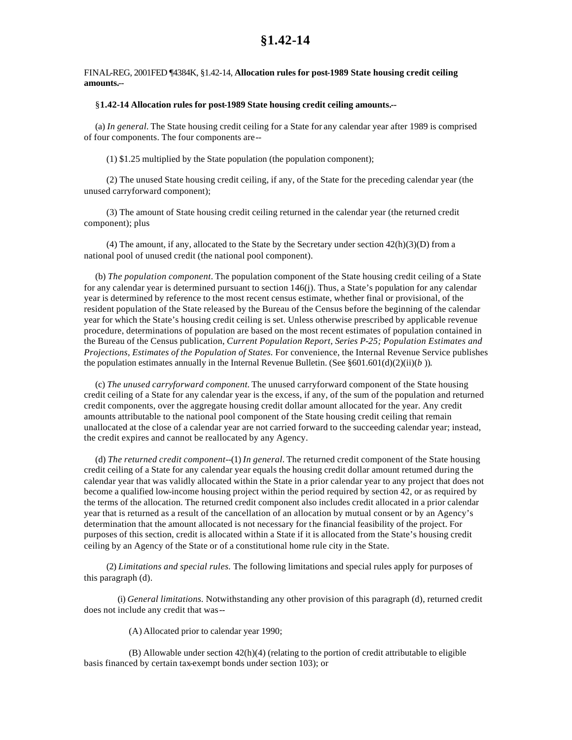# §1.42-14

FINAL-REG, 2001FED ¶4384K, §1.42-14, **Allocation rules for post-1989 State housing credit ceiling amounts.--**

§**1.42-14 Allocation rules for post-1989 State housing credit ceiling amounts.--**

(a) *In general.* The State housing credit ceiling for a State for any calendar year after 1989 is comprised of four components. The four components are--

(1) $1.25 multiplied by the State population (the population component);

(2) The unused State housing credit ceiling, if any, of the State for the preceding calendar year (the unused carryforward component);

(3) The amount of State housing credit ceiling returned in the calendar year (the returned credit component); plus

(4) The amount, if any, allocated to the State by the Secretary under section 42(h)(3)(D) from a national pool of unused credit (the national pool component).

(b) *The population component.* The population component of the State housing credit ceiling of a State for any calendar year is determined pursuant to section 146(j). Thus, a State's population for any calendar year is determined by reference to the most recent census estimate, whether final or provisional, of the resident population of the State released by the Bureau of the Census before the beginning of the calendar year for which the State's housing credit ceiling is set. Unless otherwise prescribed by applicable revenue procedure, determinations of population are based on the most recent estimates of population contained in the Bureau of the Census publication, *Current Population Report, Series P-25; Population Estimates and Projections, Estimates of the Population of States.* For convenience, the Internal Revenue Service publishes the population estimates annually in the Internal Revenue Bulletin. (See §601.601(d)(2)(ii)(*b* )).

(c) *The unused carryforward component.* The unused carryforward component of the State housing credit ceiling of a State for any calendar year is the excess, if any, of the sum of the population and returned credit components, over the aggregate housing credit dollar amount allocated for the year. Any credit amounts attributable to the national pool component of the State housing credit ceiling that remain unallocated at the close of a calendar year are not carried forward to the succeeding calendar year; instead, the credit expires and cannot be reallocated by any Agency.

(d) *The returned credit component*--(1) *In general.* The returned credit component of the State housing credit ceiling of a State for any calendar year equals the housing credit dollar amount returned during the calendar year that was validly allocated within the State in a prior calendar year to any project that does not become a qualified low-income housing project within the period required by section 42, or as required by the terms of the allocation. The returned credit component also includes credit allocated in a prior calendar year that is returned as a result of the cancellation of an allocation by mutual consent or by an Agency's determination that the amount allocated is not necessary for the financial feasibility of the project. For purposes of this section, credit is allocated within a State if it is allocated from the State's housing credit ceiling by an Agency of the State or of a constitutional home rule city in the State.

(2) *Limitations and special rules.* The following limitations and special rules apply for purposes of this paragraph (d).

(i) *General limitations.* Notwithstanding any other provision of this paragraph (d), returned credit does not include any credit that was--

(A) Allocated prior to calendar year 1990;

(B) Allowable under section 42(h)(4) (relating to the portion of credit attributable to eligible basis financed by certain tax-exempt bonds under section 103); or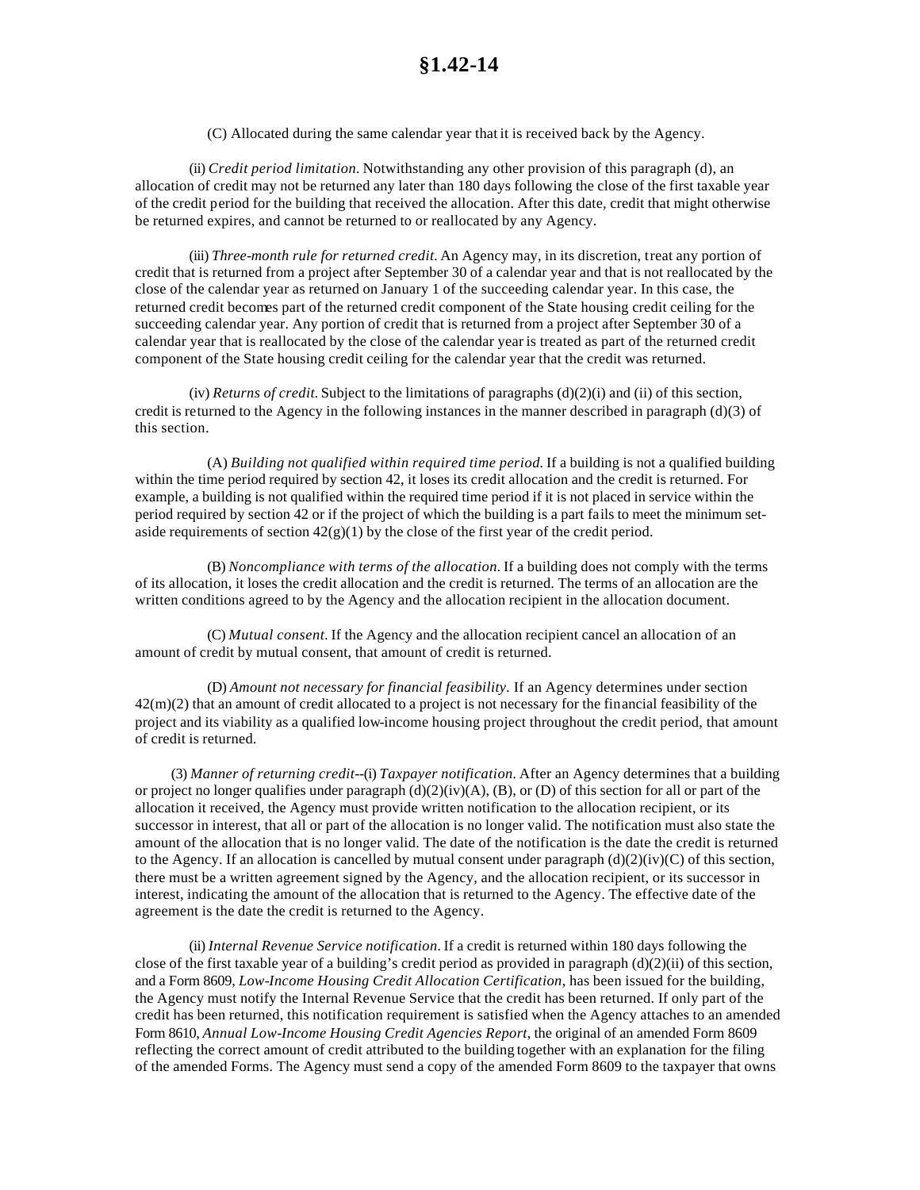(C) Allocated during the same calendar year that it is received back by the Agency.

(ii) *Credit period limitation*. Notwithstanding any other provision of this paragraph (d), an allocation of credit may not be returned any later than 180 days following the close of the first taxable year of the credit period for the building that received the allocation. After this date, credit that might otherwise be returned expires, and cannot be returned to or reallocated by any Agency.

(iii) *Three-month rule for returned credit*. An Agency may, in its discretion, treat any portion of credit that is returned from a project after September 30 of a calendar year and that is not reallocated by the close of the calendar year as returned on January 1 of the succeeding calendar year. In this case, the returned credit becomes part of the returned credit component of the State housing credit ceiling for the succeeding calendar year. Any portion of credit that is returned from a project after September 30 of a calendar year that is reallocated by the close of the calendar year is treated as part of the returned credit component of the State housing credit ceiling for the calendar year that the credit was returned.

(iv) *Returns of credit*. Subject to the limitations of paragraphs (d)(2)(i) and (ii) of this section, credit is returned to the Agency in the following instances in the manner described in paragraph (d)(3) of this section.

(A) *Building not qualified within required time period*. If a building is not a qualified building within the time period required by section 42, it loses its credit allocation and the credit is returned. For example, a building is not qualified within the required time period if it is not placed in service within the period required by section 42 or if the project of which the building is a part fails to meet the minimum set-aside requirements of section 42(g)(1) by the close of the first year of the credit period.

(B) *Noncompliance with terms of the allocation*. If a building does not comply with the terms of its allocation, it loses the credit allocation and the credit is returned. The terms of an allocation are the written conditions agreed to by the Agency and the allocation recipient in the allocation document.

(C) *Mutual consent*. If the Agency and the allocation recipient cancel an allocation of an amount of credit by mutual consent, that amount of credit is returned.

(D) *Amount not necessary for financial feasibility*. If an Agency determines under section 42(m)(2) that an amount of credit allocated to a project is not necessary for the financial feasibility of the project and its viability as a qualified low-income housing project throughout the credit period, that amount of credit is returned.

(3) *Manner of returning credit*--(i) *Taxpayer notification*. After an Agency determines that a building or project no longer qualifies under paragraph (d)(2)(iv)(A), (B), or (D) of this section for all or part of the allocation it received, the Agency must provide written notification to the allocation recipient, or its successor in interest, that all or part of the allocation is no longer valid. The notification must also state the amount of the allocation that is no longer valid. The date of the notification is the date the credit is returned to the Agency. If an allocation is cancelled by mutual consent under paragraph (d)(2)(iv)(C) of this section, there must be a written agreement signed by the Agency, and the allocation recipient, or its successor in interest, indicating the amount of the allocation that is returned to the Agency. The effective date of the agreement is the date the credit is returned to the Agency.

(ii) *Internal Revenue Service notification*. If a credit is returned within 180 days following the close of the first taxable year of a building's credit period as provided in paragraph (d)(2)(ii) of this section, and a Form 8609, *Low-Income Housing Credit Allocation Certification*, has been issued for the building, the Agency must notify the Internal Revenue Service that the credit has been returned. If only part of the credit has been returned, this notification requirement is satisfied when the Agency attaches to an amended Form 8610, *Annual Low-Income Housing Credit Agencies Report*, the original of an amended Form 8609 reflecting the correct amount of credit attributed to the building together with an explanation for the filing of the amended Forms. The Agency must send a copy of the amended Form 8609 to the taxpayer that owns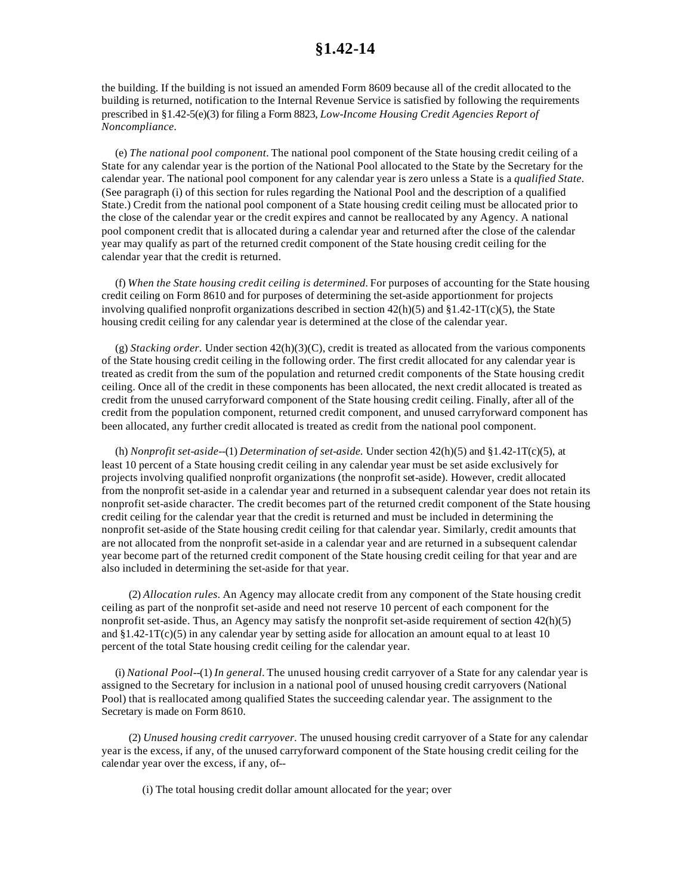the building. If the building is not issued an amended Form 8609 because all of the credit allocated to the building is returned, notification to the Internal Revenue Service is satisfied by following the requirements prescribed in §1.42-5(e)(3) for filing a Form 8823, *Low-Income Housing Credit Agencies Report of Noncompliance*.

(e) *The national pool component*. The national pool component of the State housing credit ceiling of a State for any calendar year is the portion of the National Pool allocated to the State by the Secretary for the calendar year. The national pool component for any calendar year is zero unless a State is a *qualified State*. (See paragraph (i) of this section for rules regarding the National Pool and the description of a qualified State.) Credit from the national pool component of a State housing credit ceiling must be allocated prior to the close of the calendar year or the credit expires and cannot be reallocated by any Agency. A national pool component credit that is allocated during a calendar year and returned after the close of the calendar year may qualify as part of the returned credit component of the State housing credit ceiling for the calendar year that the credit is returned.

(f) *When the State housing credit ceiling is determined*. For purposes of accounting for the State housing credit ceiling on Form 8610 and for purposes of determining the set-aside apportionment for projects involving qualified nonprofit organizations described in section 42(h)(5) and §1.42-1T(c)(5), the State housing credit ceiling for any calendar year is determined at the close of the calendar year.

(g) *Stacking order.* Under section 42(h)(3)(C), credit is treated as allocated from the various components of the State housing credit ceiling in the following order. The first credit allocated for any calendar year is treated as credit from the sum of the population and returned credit components of the State housing credit ceiling. Once all of the credit in these components has been allocated, the next credit allocated is treated as credit from the unused carryforward component of the State housing credit ceiling. Finally, after all of the credit from the population component, returned credit component, and unused carryforward component has been allocated, any further credit allocated is treated as credit from the national pool component.

(h) *Nonprofit set-aside*--(1) *Determination of set-aside.* Under section 42(h)(5) and §1.42-1T(c)(5), at least 10 percent of a State housing credit ceiling in any calendar year must be set aside exclusively for projects involving qualified nonprofit organizations (the nonprofit set-aside). However, credit allocated from the nonprofit set-aside in a calendar year and returned in a subsequent calendar year does not retain its nonprofit set-aside character. The credit becomes part of the returned credit component of the State housing credit ceiling for the calendar year that the credit is returned and must be included in determining the nonprofit set-aside of the State housing credit ceiling for that calendar year. Similarly, credit amounts that are not allocated from the nonprofit set-aside in a calendar year and are returned in a subsequent calendar year become part of the returned credit component of the State housing credit ceiling for that year and are also included in determining the set-aside for that year.

(2) *Allocation rules*. An Agency may allocate credit from any component of the State housing credit ceiling as part of the nonprofit set-aside and need not reserve 10 percent of each component for the nonprofit set-aside. Thus, an Agency may satisfy the nonprofit set-aside requirement of section 42(h)(5) and §1.42-1T(c)(5) in any calendar year by setting aside for allocation an amount equal to at least 10 percent of the total State housing credit ceiling for the calendar year.

(i) *National Pool*--(1) *In general*. The unused housing credit carryover of a State for any calendar year is assigned to the Secretary for inclusion in a national pool of unused housing credit carryovers (National Pool) that is reallocated among qualified States the succeeding calendar year. The assignment to the Secretary is made on Form 8610.

(2) *Unused housing credit carryover.* The unused housing credit carryover of a State for any calendar year is the excess, if any, of the unused carryforward component of the State housing credit ceiling for the calendar year over the excess, if any, of--

(i) The total housing credit dollar amount allocated for the year; over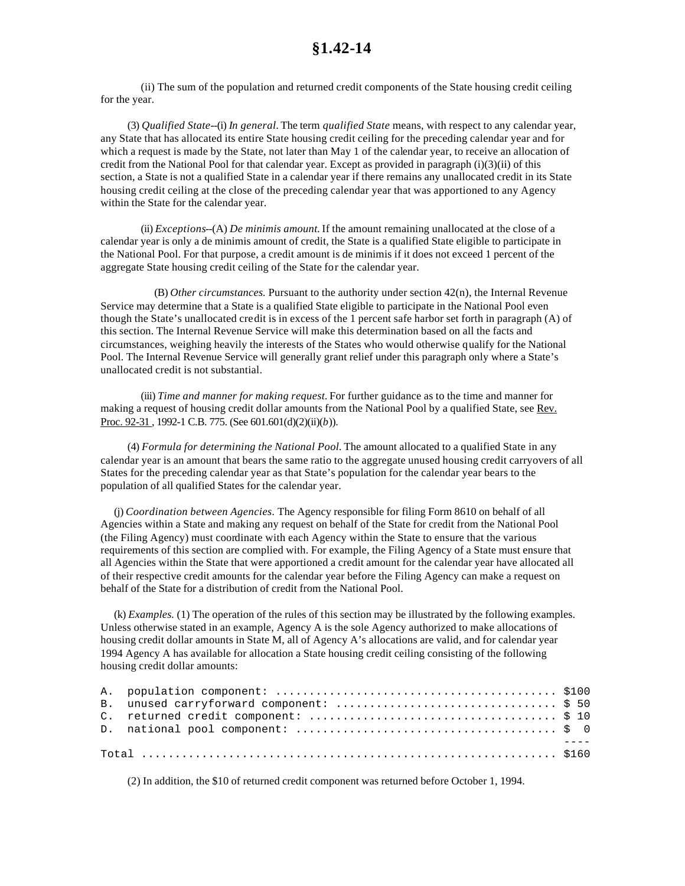# §1.42-14

(ii) The sum of the population and returned credit components of the State housing credit ceiling for the year.

(3) *Qualified State*--(i) *In general*. The term *qualified State* means, with respect to any calendar year, any State that has allocated its entire State housing credit ceiling for the preceding calendar year and for which a request is made by the State, not later than May 1 of the calendar year, to receive an allocation of credit from the National Pool for that calendar year. Except as provided in paragraph (i)(3)(ii) of this section, a State is not a qualified State in a calendar year if there remains any unallocated credit in its State housing credit ceiling at the close of the preceding calendar year that was apportioned to any Agency within the State for the calendar year.

(ii) *Exceptions*--(A) *De minimis amount*. If the amount remaining unallocated at the close of a calendar year is only a de minimis amount of credit, the State is a qualified State eligible to participate in the National Pool. For that purpose, a credit amount is de minimis if it does not exceed 1 percent of the aggregate State housing credit ceiling of the State for the calendar year.

(B) *Other circumstances*. Pursuant to the authority under section 42(n), the Internal Revenue Service may determine that a State is a qualified State eligible to participate in the National Pool even though the State's unallocated credit is in excess of the 1 percent safe harbor set forth in paragraph (A) of this section. The Internal Revenue Service will make this determination based on all the facts and circumstances, weighing heavily the interests of the States who would otherwise qualify for the National Pool. The Internal Revenue Service will generally grant relief under this paragraph only where a State's unallocated credit is not substantial.

(iii) *Time and manner for making request*. For further guidance as to the time and manner for making a request of housing credit dollar amounts from the National Pool by a qualified State, see Rev. Proc. 92-31 , 1992-1 C.B. 775. (See 601.601(d)(2)(ii)(*b*)).

(4) *Formula for determining the National Pool*. The amount allocated to a qualified State in any calendar year is an amount that bears the same ratio to the aggregate unused housing credit carryovers of all States for the preceding calendar year as that State's population for the calendar year bears to the population of all qualified States for the calendar year.

(j) *Coordination between Agencies*. The Agency responsible for filing Form 8610 on behalf of all Agencies within a State and making any request on behalf of the State for credit from the National Pool (the Filing Agency) must coordinate with each Agency within the State to ensure that the various requirements of this section are complied with. For example, the Filing Agency of a State must ensure that all Agencies within the State that were apportioned a credit amount for the calendar year have allocated all of their respective credit amounts for the calendar year before the Filing Agency can make a request on behalf of the State for a distribution of credit from the National Pool.

(k) *Examples*. (1) The operation of the rules of this section may be illustrated by the following examples. Unless otherwise stated in an example, Agency A is the sole Agency authorized to make allocations of housing credit dollar amounts in State M, all of Agency A's allocations are valid, and for calendar year 1994 Agency A has available for allocation a State housing credit ceiling consisting of the following housing credit dollar amounts:

```
A.  population component: ......................................... $100
B.  unused carryforward component: ................................ $ 50
C.  returned credit component: .................................... $ 10
D.  national pool component: ...................................... $  0
                                                                    ----
Total ............................................................. $160
```

(2) In addition, the $10 of returned credit component was returned before October 1, 1994.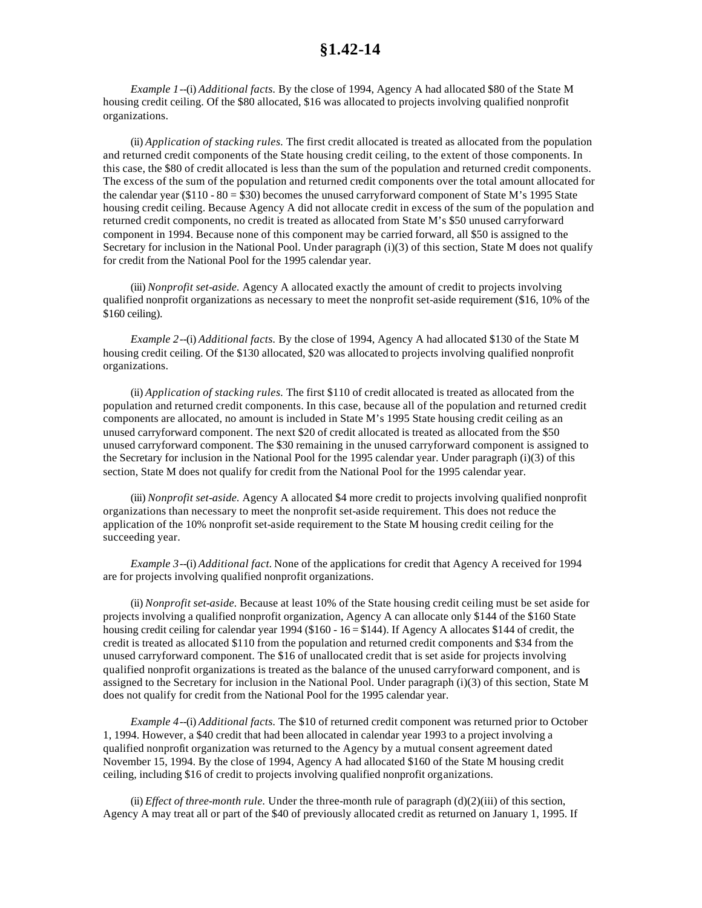*Example 1*--(i) *Additional facts.* By the close of 1994, Agency A had allocated $80 of the State M housing credit ceiling. Of the $80 allocated, $16 was allocated to projects involving qualified nonprofit organizations.

(ii) *Application of stacking rules.* The first credit allocated is treated as allocated from the population and returned credit components of the State housing credit ceiling, to the extent of those components. In this case, the $80 of credit allocated is less than the sum of the population and returned credit components. The excess of the sum of the population and returned credit components over the total amount allocated for the calendar year ($110 - 80 = $30) becomes the unused carryforward component of State M's 1995 State housing credit ceiling. Because Agency A did not allocate credit in excess of the sum of the population and returned credit components, no credit is treated as allocated from State M's $50 unused carryforward component in 1994. Because none of this component may be carried forward, all $50 is assigned to the Secretary for inclusion in the National Pool. Under paragraph (i)(3) of this section, State M does not qualify for credit from the National Pool for the 1995 calendar year.

(iii) *Nonprofit set-aside.* Agency A allocated exactly the amount of credit to projects involving qualified nonprofit organizations as necessary to meet the nonprofit set-aside requirement ($16, 10% of the $160 ceiling).

*Example 2*--(i) *Additional facts.* By the close of 1994, Agency A had allocated $130 of the State M housing credit ceiling. Of the $130 allocated, $20 was allocated to projects involving qualified nonprofit organizations.

(ii) *Application of stacking rules.* The first $110 of credit allocated is treated as allocated from the population and returned credit components. In this case, because all of the population and returned credit components are allocated, no amount is included in State M's 1995 State housing credit ceiling as an unused carryforward component. The next $20 of credit allocated is treated as allocated from the $50 unused carryforward component. The $30 remaining in the unused carryforward component is assigned to the Secretary for inclusion in the National Pool for the 1995 calendar year. Under paragraph (i)(3) of this section, State M does not qualify for credit from the National Pool for the 1995 calendar year.

(iii) *Nonprofit set-aside.* Agency A allocated $4 more credit to projects involving qualified nonprofit organizations than necessary to meet the nonprofit set-aside requirement. This does not reduce the application of the 10% nonprofit set-aside requirement to the State M housing credit ceiling for the succeeding year.

*Example 3*--(i) *Additional fact.* None of the applications for credit that Agency A received for 1994 are for projects involving qualified nonprofit organizations.

(ii) *Nonprofit set-aside.* Because at least 10% of the State housing credit ceiling must be set aside for projects involving a qualified nonprofit organization, Agency A can allocate only $144 of the $160 State housing credit ceiling for calendar year 1994 ($160 - 16 = $144). If Agency A allocates $144 of credit, the credit is treated as allocated $110 from the population and returned credit components and $34 from the unused carryforward component. The $16 of unallocated credit that is set aside for projects involving qualified nonprofit organizations is treated as the balance of the unused carryforward component, and is assigned to the Secretary for inclusion in the National Pool. Under paragraph (i)(3) of this section, State M does not qualify for credit from the National Pool for the 1995 calendar year.

*Example 4*--(i) *Additional facts.* The $10 of returned credit component was returned prior to October 1, 1994. However, a $40 credit that had been allocated in calendar year 1993 to a project involving a qualified nonprofit organization was returned to the Agency by a mutual consent agreement dated November 15, 1994. By the close of 1994, Agency A had allocated $160 of the State M housing credit ceiling, including $16 of credit to projects involving qualified nonprofit organizations.

(ii) *Effect of three-month rule.* Under the three-month rule of paragraph (d)(2)(iii) of this section, Agency A may treat all or part of the $40 of previously allocated credit as returned on January 1, 1995. If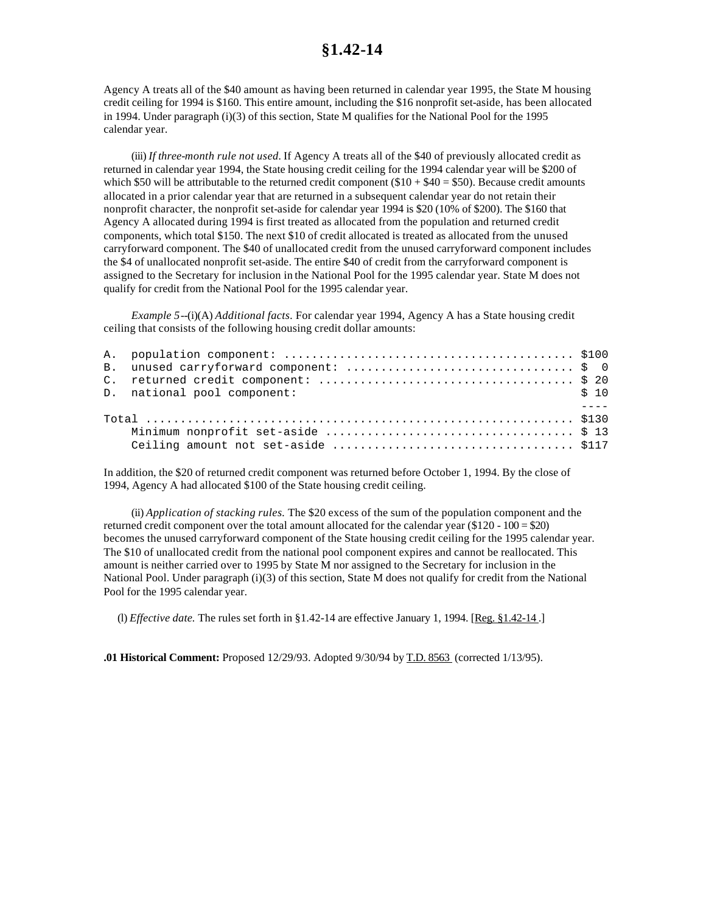# §1.42-14

Agency A treats all of the $40 amount as having been returned in calendar year 1995, the State M housing credit ceiling for 1994 is $160. This entire amount, including the $16 nonprofit set-aside, has been allocated in 1994. Under paragraph (i)(3) of this section, State M qualifies for the National Pool for the 1995 calendar year.

(iii) *If three-month rule not used*. If Agency A treats all of the $40 of previously allocated credit as returned in calendar year 1994, the State housing credit ceiling for the 1994 calendar year will be $200 of which $50 will be attributable to the returned credit component ($10 + $40 = $50). Because credit amounts allocated in a prior calendar year that are returned in a subsequent calendar year do not retain their nonprofit character, the nonprofit set-aside for calendar year 1994 is $20 (10% of $200). The $160 that Agency A allocated during 1994 is first treated as allocated from the population and returned credit components, which total $150. The next $10 of credit allocated is treated as allocated from the unused carryforward component. The $40 of unallocated credit from the unused carryforward component includes the $4 of unallocated nonprofit set-aside. The entire $40 of credit from the carryforward component is assigned to the Secretary for inclusion in the National Pool for the 1995 calendar year. State M does not qualify for credit from the National Pool for the 1995 calendar year.

*Example 5*--(i)(A) *Additional facts*. For calendar year 1994, Agency A has a State housing credit ceiling that consists of the following housing credit dollar amounts:

| | |
|---|---|
| A. population component: | $100 |
| B. unused carryforward component: | $ 0 |
| C. returned credit component: | $ 20 |
| D. national pool component: | $ 10 |
| Total | $130 |
| Minimum nonprofit set-aside | $ 13 |
| Ceiling amount not set-aside | $117 |

In addition, the $20 of returned credit component was returned before October 1, 1994. By the close of 1994, Agency A had allocated $100 of the State housing credit ceiling.

(ii) *Application of stacking rules.* The $20 excess of the sum of the population component and the returned credit component over the total amount allocated for the calendar year ($120 - 100 = $20) becomes the unused carryforward component of the State housing credit ceiling for the 1995 calendar year. The $10 of unallocated credit from the national pool component expires and cannot be reallocated. This amount is neither carried over to 1995 by State M nor assigned to the Secretary for inclusion in the National Pool. Under paragraph (i)(3) of this section, State M does not qualify for credit from the National Pool for the 1995 calendar year.

(l) *Effective date.* The rules set forth in §1.42-14 are effective January 1, 1994. [Reg. §1.42-14 .]

**.01 Historical Comment:** Proposed 12/29/93. Adopted 9/30/94 by T.D. 8563 (corrected 1/13/95).